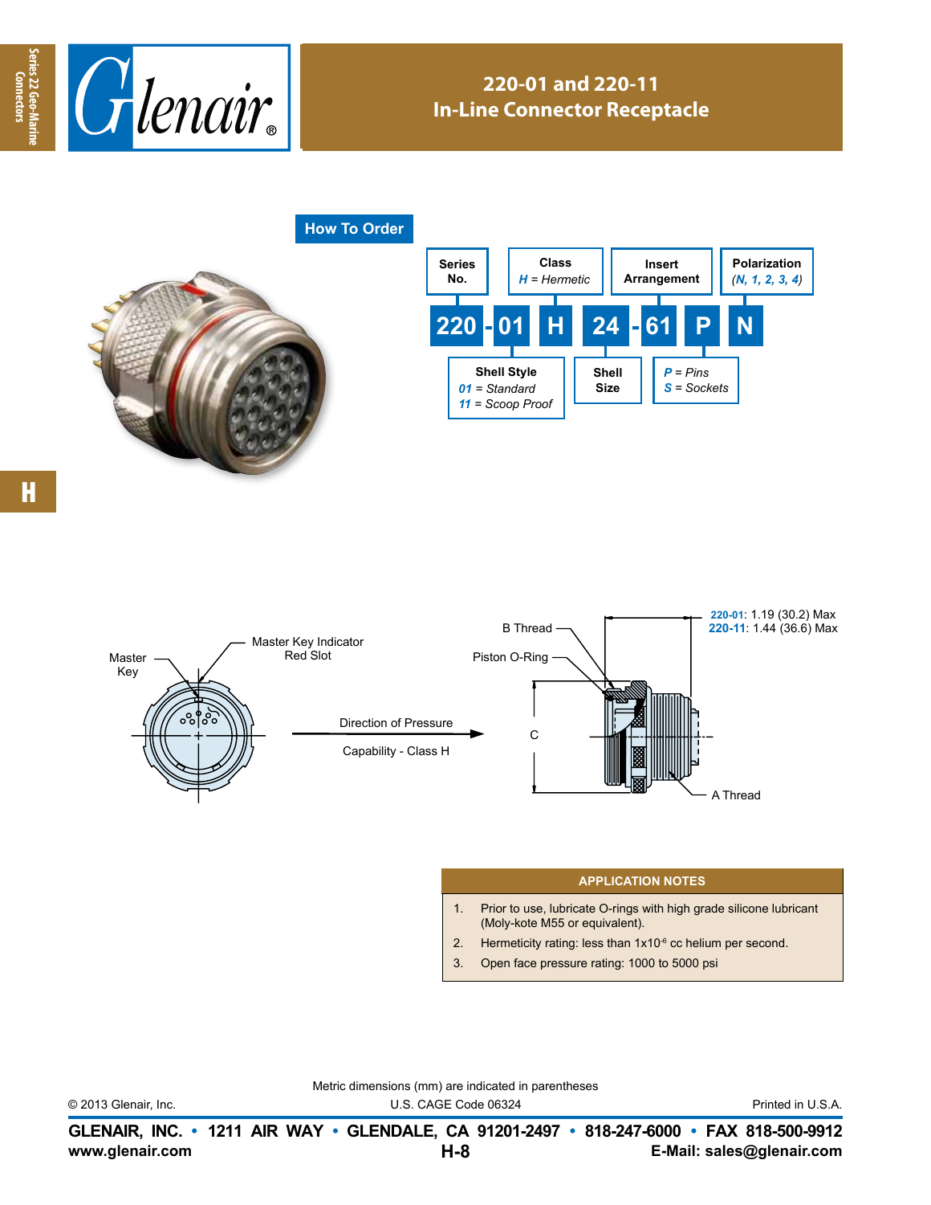# 220-01 and 220-11
## In-Line Connector Receptacle

## How To Order

**Sample Part Number:** 220 - 01 H 24 - 61 P N

| Field | Code | Description |
| --- | --- | --- |
| Series No. | 220 | |
| Shell Style | 01 | *01* = Standard; *11* = Scoop Proof |
| Class | H | *H* = Hermetic |
| Shell Size | 24 | |
| Insert Arrangement | 61 | |
| Contact Type | P | *P* = Pins; *S* = Sockets |
| Polarization | N | (*N, 1, 2, 3, 4*) |

Master Key

Master Key Indicator Red Slot

Direction of Pressure Capability - Class H

B Thread

Piston O-Ring

C

A Thread

**220-01**: 1.19 (30.2) Max
**220-11**: 1.44 (36.6) Max

## APPLICATION NOTES

1. Prior to use, lubricate O-rings with high grade silicone lubricant (Moly-kote M55 or equivalent).
2. Hermeticity rating: less than $1x10^{-6}$ cc helium per second.
3. Open face pressure rating: 1000 to 5000 psi

Metric dimensions (mm) are indicated in parentheses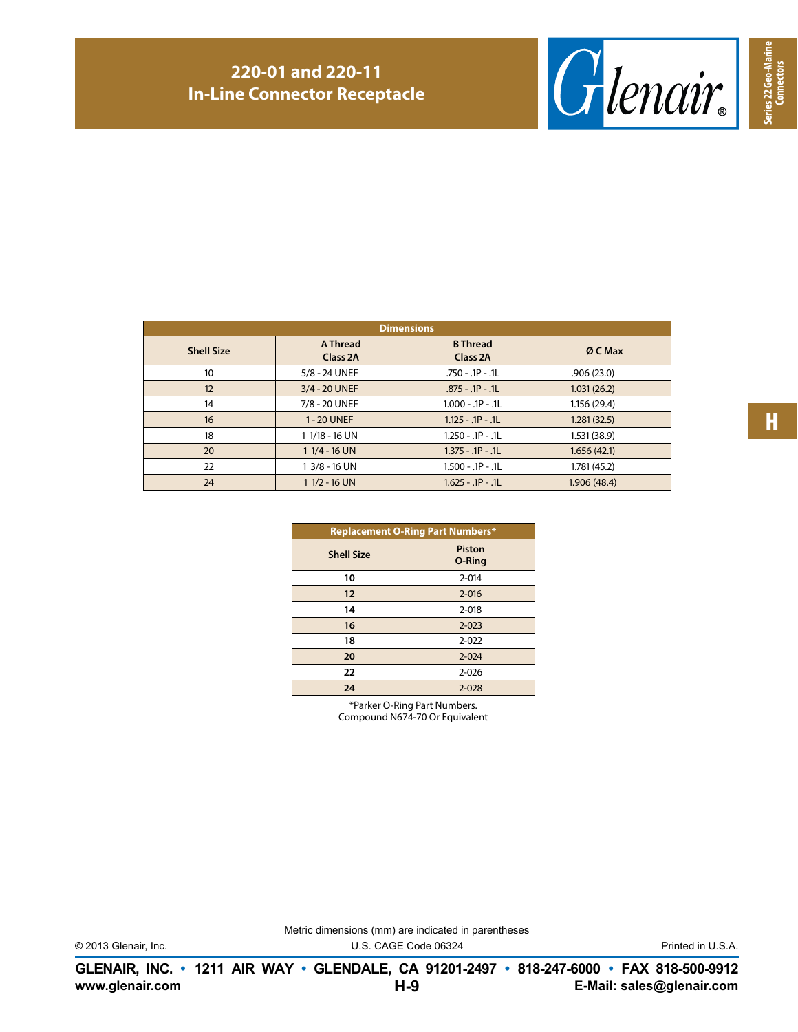# 220-01 and 220-11
# In-Line Connector Receptacle

| Dimensions | | | |
|---|---|---|---|
| Shell Size | A Thread Class 2A | B Thread Class 2A | Ø C Max |
| 10 | 5/8 - 24 UNEF | .750 - .1P - .1L | .906 (23.0) |
| 12 | 3/4 - 20 UNEF | .875 - .1P - .1L | 1.031 (26.2) |
| 14 | 7/8 - 20 UNEF | 1.000 - .1P - .1L | 1.156 (29.4) |
| 16 | 1 - 20 UNEF | 1.125 - .1P - .1L | 1.281 (32.5) |
| 18 | 1 1/18 - 16 UN | 1.250 - .1P - .1L | 1.531 (38.9) |
| 20 | 1 1/4 - 16 UN | 1.375 - .1P - .1L | 1.656 (42.1) |
| 22 | 1 3/8 - 16 UN | 1.500 - .1P - .1L | 1.781 (45.2) |
| 24 | 1 1/2 - 16 UN | 1.625 - .1P - .1L | 1.906 (48.4) |

| Replacement O-Ring Part Numbers* | |
|---|---|
| Shell Size | Piston O-Ring |
| **10** | 2-014 |
| **12** | 2-016 |
| **14** | 2-018 |
| **16** | 2-023 |
| **18** | 2-022 |
| **20** | 2-024 |
| **22** | 2-026 |
| **24** | 2-028 |
| *Parker O-Ring Part Numbers. Compound N674-70 Or Equivalent | |

Metric dimensions (mm) are indicated in parentheses

© 2013 Glenair, Inc. U.S. CAGE Code 06324 Printed in U.S.A.

**GLENAIR, INC. • 1211 AIR WAY • GLENDALE, CA 91201-2497 • 818-247-6000 • FAX 818-500-9912**

**www.glenair.com** **E-Mail: sales@glenair.com**